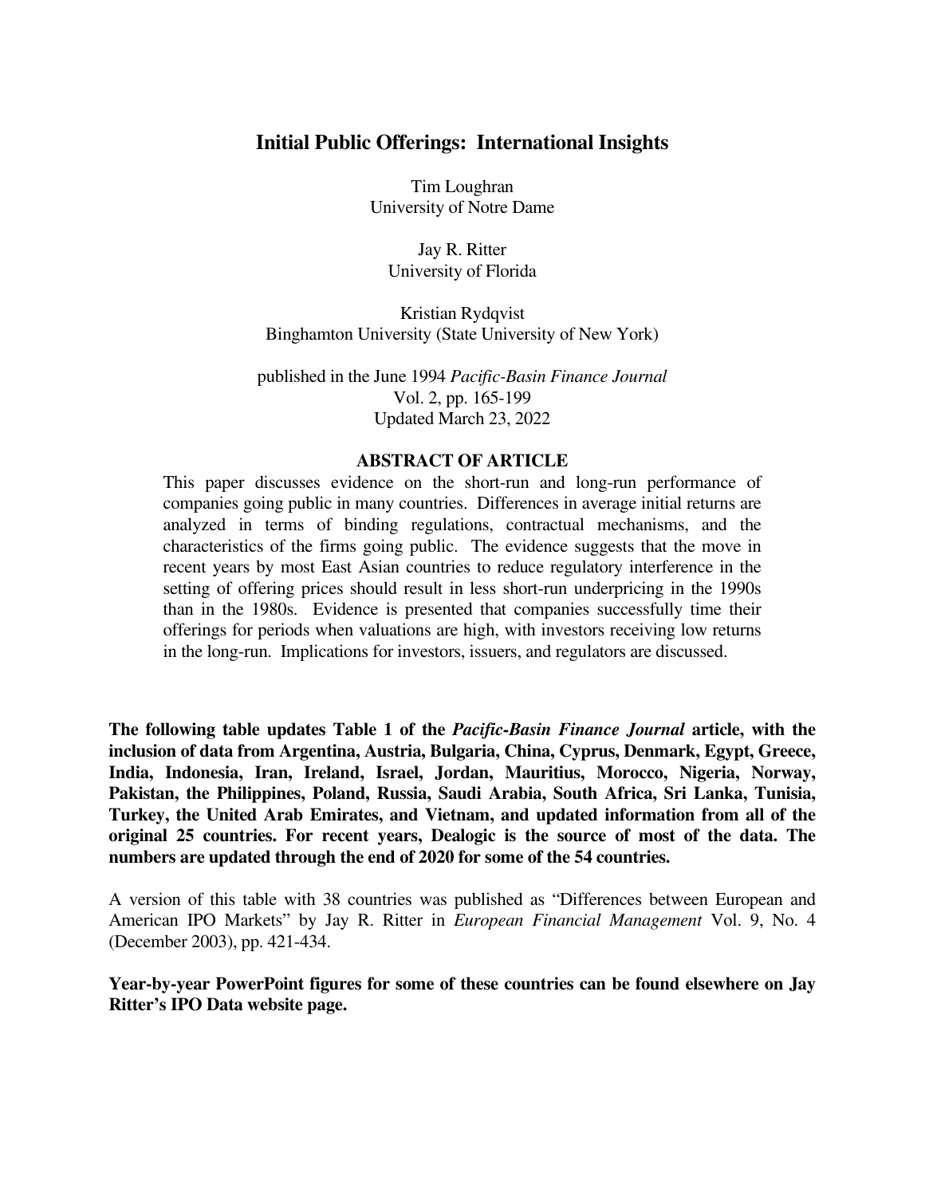# Initial Public Offerings: International Insights

Tim Loughran
University of Notre Dame

Jay R. Ritter
University of Florida

Kristian Rydqvist
Binghamton University (State University of New York)

published in the June 1994 *Pacific-Basin Finance Journal*
Vol. 2, pp. 165-199
Updated March 23, 2022

## ABSTRACT OF ARTICLE

This paper discusses evidence on the short-run and long-run performance of companies going public in many countries. Differences in average initial returns are analyzed in terms of binding regulations, contractual mechanisms, and the characteristics of the firms going public. The evidence suggests that the move in recent years by most East Asian countries to reduce regulatory interference in the setting of offering prices should result in less short-run underpricing in the 1990s than in the 1980s. Evidence is presented that companies successfully time their offerings for periods when valuations are high, with investors receiving low returns in the long-run. Implications for investors, issuers, and regulators are discussed.

**The following table updates Table 1 of the *Pacific-Basin Finance Journal* article, with the inclusion of data from Argentina, Austria, Bulgaria, China, Cyprus, Denmark, Egypt, Greece, India, Indonesia, Iran, Ireland, Israel, Jordan, Mauritius, Morocco, Nigeria, Norway, Pakistan, the Philippines, Poland, Russia, Saudi Arabia, South Africa, Sri Lanka, Tunisia, Turkey, the United Arab Emirates, and Vietnam, and updated information from all of the original 25 countries. For recent years, Dealogic is the source of most of the data. The numbers are updated through the end of 2020 for some of the 54 countries.**

A version of this table with 38 countries was published as "Differences between European and American IPO Markets" by Jay R. Ritter in *European Financial Management* Vol. 9, No. 4 (December 2003), pp. 421-434.

**Year-by-year PowerPoint figures for some of these countries can be found elsewhere on Jay Ritter's IPO Data website page.**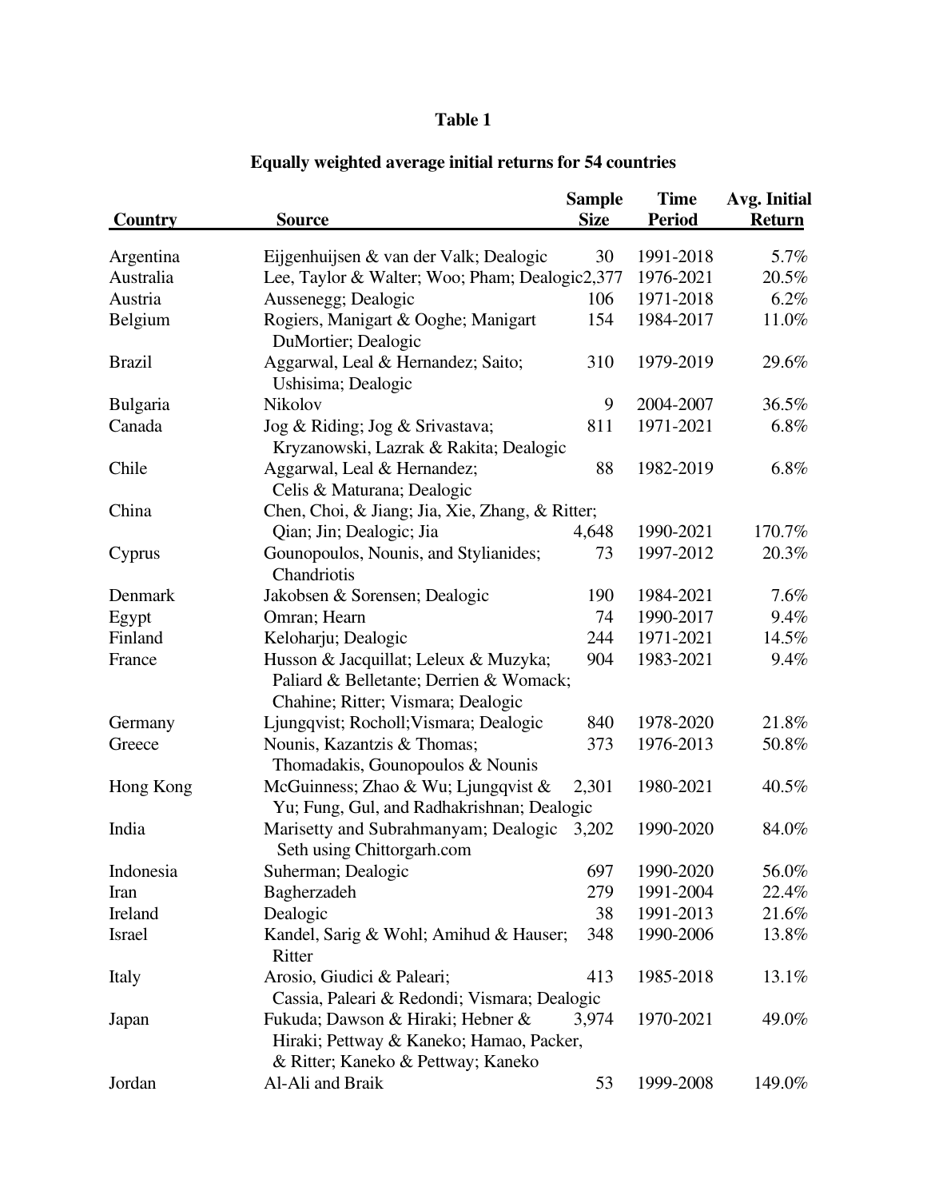**Table 1**

**Equally weighted average initial returns for 54 countries**

| Country | Source | Sample Size | Time Period | Avg. Initial Return |
|---|---|---|---|---|
| Argentina | Eijgenhuijsen & van der Valk; Dealogic | 30 | 1991-2018 | 5.7% |
| Australia | Lee, Taylor & Walter; Woo; Pham; Dealogic | 2,377 | 1976-2021 | 20.5% |
| Austria | Aussenegg; Dealogic | 106 | 1971-2018 | 6.2% |
| Belgium | Rogiers, Manigart & Ooghe; Manigart DuMortier; Dealogic | 154 | 1984-2017 | 11.0% |
| Brazil | Aggarwal, Leal & Hernandez; Saito; Ushisima; Dealogic | 310 | 1979-2019 | 29.6% |
| Bulgaria | Nikolov | 9 | 2004-2007 | 36.5% |
| Canada | Jog & Riding; Jog & Srivastava; Kryzanowski, Lazrak & Rakita; Dealogic | 811 | 1971-2021 | 6.8% |
| Chile | Aggarwal, Leal & Hernandez; Celis & Maturana; Dealogic | 88 | 1982-2019 | 6.8% |
| China | Chen, Choi, & Jiang; Jia, Xie, Zhang, & Ritter; Qian; Jin; Dealogic; Jia | 4,648 | 1990-2021 | 170.7% |
| Cyprus | Gounopoulos, Nounis, and Stylianides; Chandriotis | 73 | 1997-2012 | 20.3% |
| Denmark | Jakobsen & Sorensen; Dealogic | 190 | 1984-2021 | 7.6% |
| Egypt | Omran; Hearn | 74 | 1990-2017 | 9.4% |
| Finland | Keloharju; Dealogic | 244 | 1971-2021 | 14.5% |
| France | Husson & Jacquillat; Leleux & Muzyka; Paliard & Belletante; Derrien & Womack; Chahine; Ritter; Vismara; Dealogic | 904 | 1983-2021 | 9.4% |
| Germany | Ljungqvist; Rocholl;Vismara; Dealogic | 840 | 1978-2020 | 21.8% |
| Greece | Nounis, Kazantzis & Thomas; Thomadakis, Gounopoulos & Nounis | 373 | 1976-2013 | 50.8% |
| Hong Kong | McGuinness; Zhao & Wu; Ljungqvist & Yu; Fung, Gul, and Radhakrishnan; Dealogic | 2,301 | 1980-2021 | 40.5% |
| India | Marisetty and Subrahmanyam; Dealogic Seth using Chittorgarh.com | 3,202 | 1990-2020 | 84.0% |
| Indonesia | Suherman; Dealogic | 697 | 1990-2020 | 56.0% |
| Iran | Bagherzadeh | 279 | 1991-2004 | 22.4% |
| Ireland | Dealogic | 38 | 1991-2013 | 21.6% |
| Israel | Kandel, Sarig & Wohl; Amihud & Hauser; Ritter | 348 | 1990-2006 | 13.8% |
| Italy | Arosio, Giudici & Paleari; Cassia, Paleari & Redondi; Vismara; Dealogic | 413 | 1985-2018 | 13.1% |
| Japan | Fukuda; Dawson & Hiraki; Hebner & Hiraki; Pettway & Kaneko; Hamao, Packer, & Ritter; Kaneko & Pettway; Kaneko | 3,974 | 1970-2021 | 49.0% |
| Jordan | Al-Ali and Braik | 53 | 1999-2008 | 149.0% |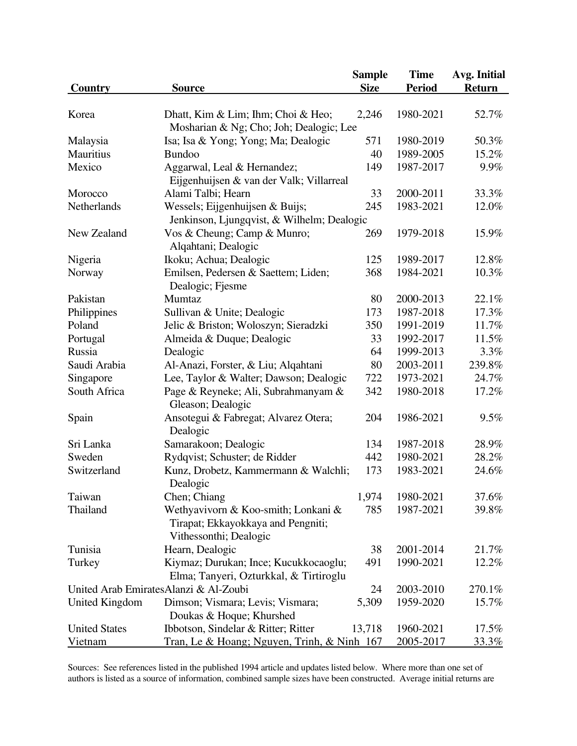| Country | Source | Sample Size | Time Period | Avg. Initial Return |
|---|---|---|---|---|
| Korea | Dhatt, Kim & Lim; Ihm; Choi & Heo; Mosharian & Ng; Cho; Joh; Dealogic; Lee | 2,246 | 1980-2021 | 52.7% |
| Malaysia | Isa; Isa & Yong; Yong; Ma; Dealogic | 571 | 1980-2019 | 50.3% |
| Mauritius | Bundoo | 40 | 1989-2005 | 15.2% |
| Mexico | Aggarwal, Leal & Hernandez; Eijgenhuijsen & van der Valk; Villarreal | 149 | 1987-2017 | 9.9% |
| Morocco | Alami Talbi; Hearn | 33 | 2000-2011 | 33.3% |
| Netherlands | Wessels; Eijgenhuijsen & Buijs; Jenkinson, Ljungqvist, & Wilhelm; Dealogic | 245 | 1983-2021 | 12.0% |
| New Zealand | Vos & Cheung; Camp & Munro; Alqahtani; Dealogic | 269 | 1979-2018 | 15.9% |
| Nigeria | Ikoku; Achua; Dealogic | 125 | 1989-2017 | 12.8% |
| Norway | Emilsen, Pedersen & Saettem; Liden; Dealogic; Fjesme | 368 | 1984-2021 | 10.3% |
| Pakistan | Mumtaz | 80 | 2000-2013 | 22.1% |
| Philippines | Sullivan & Unite; Dealogic | 173 | 1987-2018 | 17.3% |
| Poland | Jelic & Briston; Woloszyn; Sieradzki | 350 | 1991-2019 | 11.7% |
| Portugal | Almeida & Duque; Dealogic | 33 | 1992-2017 | 11.5% |
| Russia | Dealogic | 64 | 1999-2013 | 3.3% |
| Saudi Arabia | Al-Anazi, Forster, & Liu; Alqahtani | 80 | 2003-2011 | 239.8% |
| Singapore | Lee, Taylor & Walter; Dawson; Dealogic | 722 | 1973-2021 | 24.7% |
| South Africa | Page & Reyneke; Ali, Subrahmanyam & Gleason; Dealogic | 342 | 1980-2018 | 17.2% |
| Spain | Ansotegui & Fabregat; Alvarez Otera; Dealogic | 204 | 1986-2021 | 9.5% |
| Sri Lanka | Samarakoon; Dealogic | 134 | 1987-2018 | 28.9% |
| Sweden | Rydqvist; Schuster; de Ridder | 442 | 1980-2021 | 28.2% |
| Switzerland | Kunz, Drobetz, Kammermann & Walchli; Dealogic | 173 | 1983-2021 | 24.6% |
| Taiwan | Chen; Chiang | 1,974 | 1980-2021 | 37.6% |
| Thailand | Wethyavivorn & Koo-smith; Lonkani & Tirapat; Ekkayokkaya and Pengniti; Vithessonthi; Dealogic | 785 | 1987-2021 | 39.8% |
| Tunisia | Hearn, Dealogic | 38 | 2001-2014 | 21.7% |
| Turkey | Kiymaz; Durukan; Ince; Kucukkocaoglu; Elma; Tanyeri, Ozturkkal, & Tirtiroglu | 491 | 1990-2021 | 12.2% |
| United Arab Emirates | Alanzi & Al-Zoubi | 24 | 2003-2010 | 270.1% |
| United Kingdom | Dimson; Vismara; Levis; Vismara; Doukas & Hoque; Khurshed | 5,309 | 1959-2020 | 15.7% |
| United States | Ibbotson, Sindelar & Ritter; Ritter | 13,718 | 1960-2021 | 17.5% |
| Vietnam | Tran, Le & Hoang; Nguyen, Trinh, & Ninh | 167 | 2005-2017 | 33.3% |

Sources: See references listed in the published 1994 article and updates listed below. Where more than one set of authors is listed as a source of information, combined sample sizes have been constructed. Average initial returns are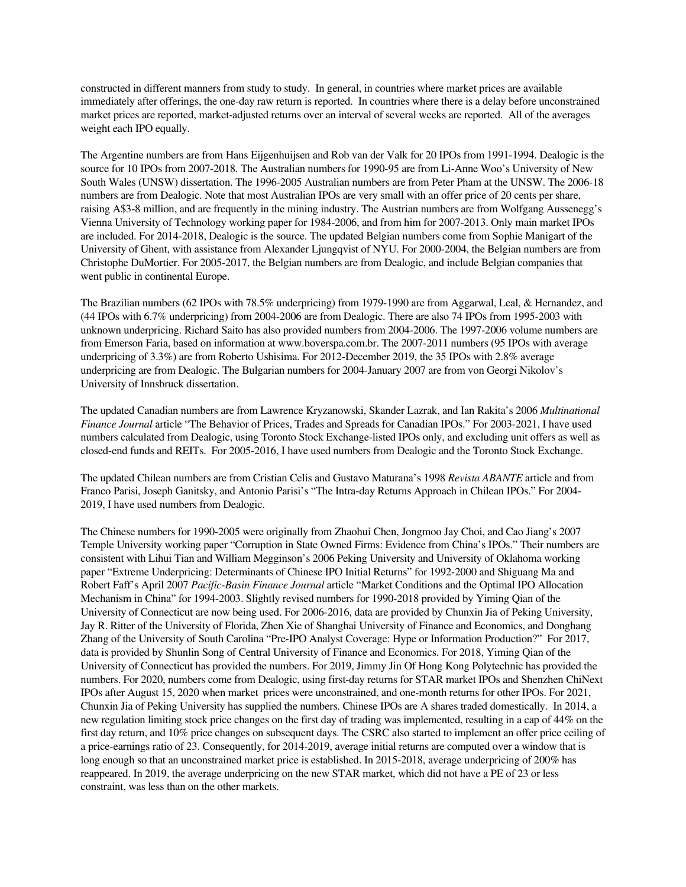constructed in different manners from study to study. In general, in countries where market prices are available immediately after offerings, the one-day raw return is reported. In countries where there is a delay before unconstrained market prices are reported, market-adjusted returns over an interval of several weeks are reported. All of the averages weight each IPO equally.

The Argentine numbers are from Hans Eijgenhuijsen and Rob van der Valk for 20 IPOs from 1991-1994. Dealogic is the source for 10 IPOs from 2007-2018. The Australian numbers for 1990-95 are from Li-Anne Woo's University of New South Wales (UNSW) dissertation. The 1996-2005 Australian numbers are from Peter Pham at the UNSW. The 2006-18 numbers are from Dealogic. Note that most Australian IPOs are very small with an offer price of 20 cents per share, raising A$3-8 million, and are frequently in the mining industry. The Austrian numbers are from Wolfgang Aussenegg's Vienna University of Technology working paper for 1984-2006, and from him for 2007-2013. Only main market IPOs are included. For 2014-2018, Dealogic is the source. The updated Belgian numbers come from Sophie Manigart of the University of Ghent, with assistance from Alexander Ljungqvist of NYU. For 2000-2004, the Belgian numbers are from Christophe DuMortier. For 2005-2017, the Belgian numbers are from Dealogic, and include Belgian companies that went public in continental Europe.

The Brazilian numbers (62 IPOs with 78.5% underpricing) from 1979-1990 are from Aggarwal, Leal, & Hernandez, and (44 IPOs with 6.7% underpricing) from 2004-2006 are from Dealogic. There are also 74 IPOs from 1995-2003 with unknown underpricing. Richard Saito has also provided numbers from 2004-2006. The 1997-2006 volume numbers are from Emerson Faria, based on information at www.boverspa.com.br. The 2007-2011 numbers (95 IPOs with average underpricing of 3.3%) are from Roberto Ushisima. For 2012-December 2019, the 35 IPOs with 2.8% average underpricing are from Dealogic. The Bulgarian numbers for 2004-January 2007 are from von Georgi Nikolov's University of Innsbruck dissertation.

The updated Canadian numbers are from Lawrence Kryzanowski, Skander Lazrak, and Ian Rakita's 2006 *Multinational Finance Journal* article "The Behavior of Prices, Trades and Spreads for Canadian IPOs." For 2003-2021, I have used numbers calculated from Dealogic, using Toronto Stock Exchange-listed IPOs only, and excluding unit offers as well as closed-end funds and REITs. For 2005-2016, I have used numbers from Dealogic and the Toronto Stock Exchange.

The updated Chilean numbers are from Cristian Celis and Gustavo Maturana's 1998 *Revista ABANTE* article and from Franco Parisi, Joseph Ganitsky, and Antonio Parisi's "The Intra-day Returns Approach in Chilean IPOs." For 2004-2019, I have used numbers from Dealogic.

The Chinese numbers for 1990-2005 were originally from Zhaohui Chen, Jongmoo Jay Choi, and Cao Jiang's 2007 Temple University working paper "Corruption in State Owned Firms: Evidence from China's IPOs." Their numbers are consistent with Lihui Tian and William Megginson's 2006 Peking University and University of Oklahoma working paper "Extreme Underpricing: Determinants of Chinese IPO Initial Returns" for 1992-2000 and Shiguang Ma and Robert Faff's April 2007 *Pacific-Basin Finance Journal* article "Market Conditions and the Optimal IPO Allocation Mechanism in China" for 1994-2003. Slightly revised numbers for 1990-2018 provided by Yiming Qian of the University of Connecticut are now being used. For 2006-2016, data are provided by Chunxin Jia of Peking University, Jay R. Ritter of the University of Florida, Zhen Xie of Shanghai University of Finance and Economics, and Donghang Zhang of the University of South Carolina "Pre-IPO Analyst Coverage: Hype or Information Production?" For 2017, data is provided by Shunlin Song of Central University of Finance and Economics. For 2018, Yiming Qian of the University of Connecticut has provided the numbers. For 2019, Jimmy Jin Of Hong Kong Polytechnic has provided the numbers. For 2020, numbers come from Dealogic, using first-day returns for STAR market IPOs and Shenzhen ChiNext IPOs after August 15, 2020 when market prices were unconstrained, and one-month returns for other IPOs. For 2021, Chunxin Jia of Peking University has supplied the numbers. Chinese IPOs are A shares traded domestically. In 2014, a new regulation limiting stock price changes on the first day of trading was implemented, resulting in a cap of 44% on the first day return, and 10% price changes on subsequent days. The CSRC also started to implement an offer price ceiling of a price-earnings ratio of 23. Consequently, for 2014-2019, average initial returns are computed over a window that is long enough so that an unconstrained market price is established. In 2015-2018, average underpricing of 200% has reappeared. In 2019, the average underpricing on the new STAR market, which did not have a PE of 23 or less constraint, was less than on the other markets.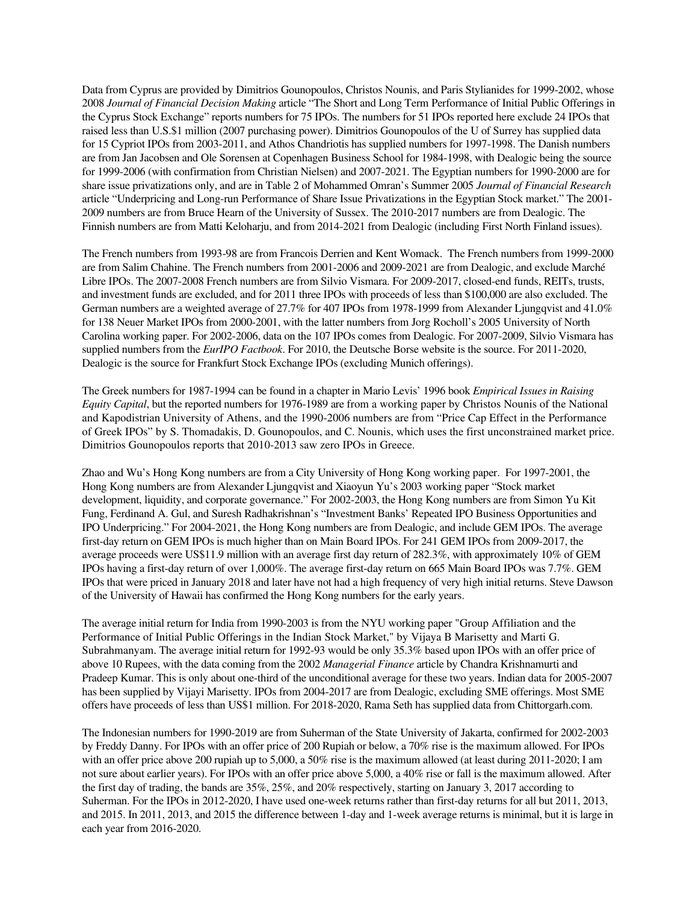Data from Cyprus are provided by Dimitrios Gounopoulos, Christos Nounis, and Paris Stylianides for 1999-2002, whose 2008 *Journal of Financial Decision Making* article "The Short and Long Term Performance of Initial Public Offerings in the Cyprus Stock Exchange" reports numbers for 75 IPOs. The numbers for 51 IPOs reported here exclude 24 IPOs that raised less than U.S.$1 million (2007 purchasing power). Dimitrios Gounopoulos of the U of Surrey has supplied data for 15 Cypriot IPOs from 2003-2011, and Athos Chandriotis has supplied numbers for 1997-1998. The Danish numbers are from Jan Jacobsen and Ole Sorensen at Copenhagen Business School for 1984-1998, with Dealogic being the source for 1999-2006 (with confirmation from Christian Nielsen) and 2007-2021. The Egyptian numbers for 1990-2000 are for share issue privatizations only, and are in Table 2 of Mohammed Omran's Summer 2005 *Journal of Financial Research* article "Underpricing and Long-run Performance of Share Issue Privatizations in the Egyptian Stock market." The 2001-2009 numbers are from Bruce Hearn of the University of Sussex. The 2010-2017 numbers are from Dealogic. The Finnish numbers are from Matti Keloharju, and from 2014-2021 from Dealogic (including First North Finland issues).

The French numbers from 1993-98 are from Francois Derrien and Kent Womack. The French numbers from 1999-2000 are from Salim Chahine. The French numbers from 2001-2006 and 2009-2021 are from Dealogic, and exclude Marché Libre IPOs. The 2007-2008 French numbers are from Silvio Vismara. For 2009-2017, closed-end funds, REITs, trusts, and investment funds are excluded, and for 2011 three IPOs with proceeds of less than $100,000 are also excluded. The German numbers are a weighted average of 27.7% for 407 IPOs from 1978-1999 from Alexander Ljungqvist and 41.0% for 138 Neuer Market IPOs from 2000-2001, with the latter numbers from Jorg Rocholl's 2005 University of North Carolina working paper. For 2002-2006, data on the 107 IPOs comes from Dealogic. For 2007-2009, Silvio Vismara has supplied numbers from the *EurIPO Factbook*. For 2010, the Deutsche Borse website is the source. For 2011-2020, Dealogic is the source for Frankfurt Stock Exchange IPOs (excluding Munich offerings).

The Greek numbers for 1987-1994 can be found in a chapter in Mario Levis' 1996 book *Empirical Issues in Raising Equity Capital*, but the reported numbers for 1976-1989 are from a working paper by Christos Nounis of the National and Kapodistrian University of Athens, and the 1990-2006 numbers are from "Price Cap Effect in the Performance of Greek IPOs" by S. Thomadakis, D. Gounopoulos, and C. Nounis, which uses the first unconstrained market price. Dimitrios Gounopoulos reports that 2010-2013 saw zero IPOs in Greece.

Zhao and Wu's Hong Kong numbers are from a City University of Hong Kong working paper. For 1997-2001, the Hong Kong numbers are from Alexander Ljungqvist and Xiaoyun Yu's 2003 working paper "Stock market development, liquidity, and corporate governance." For 2002-2003, the Hong Kong numbers are from Simon Yu Kit Fung, Ferdinand A. Gul, and Suresh Radhakrishnan's "Investment Banks' Repeated IPO Business Opportunities and IPO Underpricing." For 2004-2021, the Hong Kong numbers are from Dealogic, and include GEM IPOs. The average first-day return on GEM IPOs is much higher than on Main Board IPOs. For 241 GEM IPOs from 2009-2017, the average proceeds were US$11.9 million with an average first day return of 282.3%, with approximately 10% of GEM IPOs having a first-day return of over 1,000%. The average first-day return on 665 Main Board IPOs was 7.7%. GEM IPOs that were priced in January 2018 and later have not had a high frequency of very high initial returns. Steve Dawson of the University of Hawaii has confirmed the Hong Kong numbers for the early years.

The average initial return for India from 1990-2003 is from the NYU working paper "Group Affiliation and the Performance of Initial Public Offerings in the Indian Stock Market," by Vijaya B Marisetty and Marti G. Subrahmanyam. The average initial return for 1992-93 would be only 35.3% based upon IPOs with an offer price of above 10 Rupees, with the data coming from the 2002 *Managerial Finance* article by Chandra Krishnamurti and Pradeep Kumar. This is only about one-third of the unconditional average for these two years. Indian data for 2005-2007 has been supplied by Vijayi Marisetty. IPOs from 2004-2017 are from Dealogic, excluding SME offerings. Most SME offers have proceeds of less than US$1 million. For 2018-2020, Rama Seth has supplied data from Chittorgarh.com.

The Indonesian numbers for 1990-2019 are from Suherman of the State University of Jakarta, confirmed for 2002-2003 by Freddy Danny. For IPOs with an offer price of 200 Rupiah or below, a 70% rise is the maximum allowed. For IPOs with an offer price above 200 rupiah up to 5,000, a 50% rise is the maximum allowed (at least during 2011-2020; I am not sure about earlier years). For IPOs with an offer price above 5,000, a 40% rise or fall is the maximum allowed. After the first day of trading, the bands are 35%, 25%, and 20% respectively, starting on January 3, 2017 according to Suherman. For the IPOs in 2012-2020, I have used one-week returns rather than first-day returns for all but 2011, 2013, and 2015. In 2011, 2013, and 2015 the difference between 1-day and 1-week average returns is minimal, but it is large in each year from 2016-2020.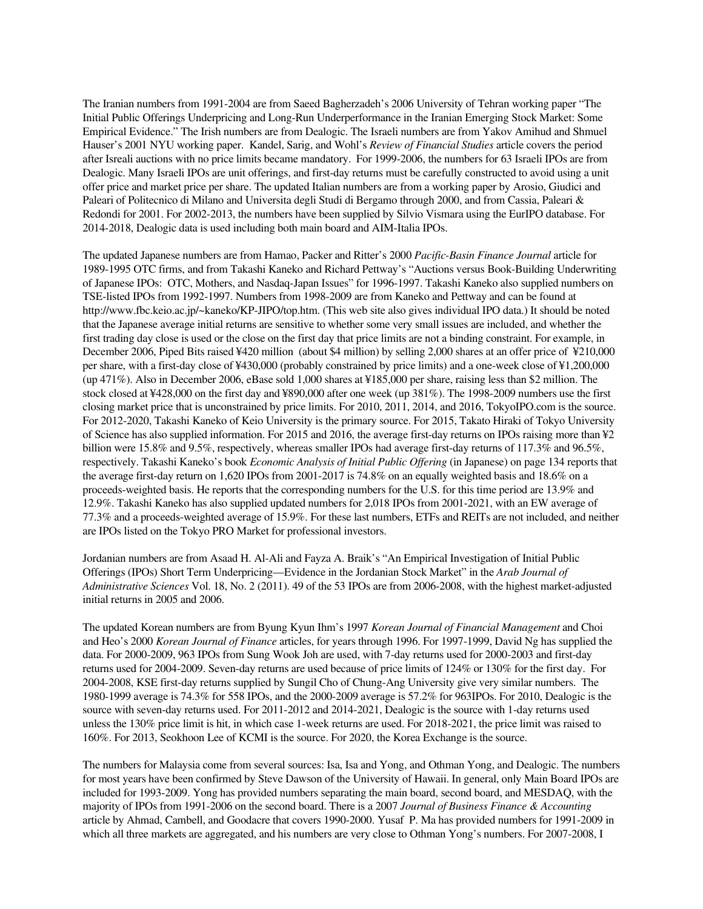The Iranian numbers from 1991-2004 are from Saeed Bagherzadeh's 2006 University of Tehran working paper "The Initial Public Offerings Underpricing and Long-Run Underperformance in the Iranian Emerging Stock Market: Some Empirical Evidence." The Irish numbers are from Dealogic. The Israeli numbers are from Yakov Amihud and Shmuel Hauser's 2001 NYU working paper. Kandel, Sarig, and Wohl's *Review of Financial Studies* article covers the period after Isreali auctions with no price limits became mandatory. For 1999-2006, the numbers for 63 Israeli IPOs are from Dealogic. Many Israeli IPOs are unit offerings, and first-day returns must be carefully constructed to avoid using a unit offer price and market price per share. The updated Italian numbers are from a working paper by Arosio, Giudici and Paleari of Politecnico di Milano and Universita degli Studi di Bergamo through 2000, and from Cassia, Paleari & Redondi for 2001. For 2002-2013, the numbers have been supplied by Silvio Vismara using the EurIPO database. For 2014-2018, Dealogic data is used including both main board and AIM-Italia IPOs.

The updated Japanese numbers are from Hamao, Packer and Ritter's 2000 *Pacific-Basin Finance Journal* article for 1989-1995 OTC firms, and from Takashi Kaneko and Richard Pettway's "Auctions versus Book-Building Underwriting of Japanese IPOs: OTC, Mothers, and Nasdaq-Japan Issues" for 1996-1997. Takashi Kaneko also supplied numbers on TSE-listed IPOs from 1992-1997. Numbers from 1998-2009 are from Kaneko and Pettway and can be found at http://www.fbc.keio.ac.jp/~kaneko/KP-JIPO/top.htm. (This web site also gives individual IPO data.) It should be noted that the Japanese average initial returns are sensitive to whether some very small issues are included, and whether the first trading day close is used or the close on the first day that price limits are not a binding constraint. For example, in December 2006, Piped Bits raised ¥420 million (about $4 million) by selling 2,000 shares at an offer price of ¥210,000 per share, with a first-day close of ¥430,000 (probably constrained by price limits) and a one-week close of ¥1,200,000 (up 471%). Also in December 2006, eBase sold 1,000 shares at ¥185,000 per share, raising less than $2 million. The stock closed at ¥428,000 on the first day and ¥890,000 after one week (up 381%). The 1998-2009 numbers use the first closing market price that is unconstrained by price limits. For 2010, 2011, 2014, and 2016, TokyoIPO.com is the source. For 2012-2020, Takashi Kaneko of Keio University is the primary source. For 2015, Takato Hiraki of Tokyo University of Science has also supplied information. For 2015 and 2016, the average first-day returns on IPOs raising more than ¥2 billion were 15.8% and 9.5%, respectively, whereas smaller IPOs had average first-day returns of 117.3% and 96.5%, respectively. Takashi Kaneko's book *Economic Analysis of Initial Public Offering* (in Japanese) on page 134 reports that the average first-day return on 1,620 IPOs from 2001-2017 is 74.8% on an equally weighted basis and 18.6% on a proceeds-weighted basis. He reports that the corresponding numbers for the U.S. for this time period are 13.9% and 12.9%. Takashi Kaneko has also supplied updated numbers for 2,018 IPOs from 2001-2021, with an EW average of 77.3% and a proceeds-weighted average of 15.9%. For these last numbers, ETFs and REITs are not included, and neither are IPOs listed on the Tokyo PRO Market for professional investors.

Jordanian numbers are from Asaad H. Al-Ali and Fayza A. Braik's "An Empirical Investigation of Initial Public Offerings (IPOs) Short Term Underpricing—Evidence in the Jordanian Stock Market" in the *Arab Journal of Administrative Sciences* Vol. 18, No. 2 (2011). 49 of the 53 IPOs are from 2006-2008, with the highest market-adjusted initial returns in 2005 and 2006.

The updated Korean numbers are from Byung Kyun Ihm's 1997 *Korean Journal of Financial Management* and Choi and Heo's 2000 *Korean Journal of Finance* articles, for years through 1996. For 1997-1999, David Ng has supplied the data. For 2000-2009, 963 IPOs from Sung Wook Joh are used, with 7-day returns used for 2000-2003 and first-day returns used for 2004-2009. Seven-day returns are used because of price limits of 124% or 130% for the first day. For 2004-2008, KSE first-day returns supplied by Sungil Cho of Chung-Ang University give very similar numbers. The 1980-1999 average is 74.3% for 558 IPOs, and the 2000-2009 average is 57.2% for 963IPOs. For 2010, Dealogic is the source with seven-day returns used. For 2011-2012 and 2014-2021, Dealogic is the source with 1-day returns used unless the 130% price limit is hit, in which case 1-week returns are used. For 2018-2021, the price limit was raised to 160%. For 2013, Seokhoon Lee of KCMI is the source. For 2020, the Korea Exchange is the source.

The numbers for Malaysia come from several sources: Isa, Isa and Yong, and Othman Yong, and Dealogic. The numbers for most years have been confirmed by Steve Dawson of the University of Hawaii. In general, only Main Board IPOs are included for 1993-2009. Yong has provided numbers separating the main board, second board, and MESDAQ, with the majority of IPOs from 1991-2006 on the second board. There is a 2007 *Journal of Business Finance & Accounting* article by Ahmad, Cambell, and Goodacre that covers 1990-2000. Yusaf P. Ma has provided numbers for 1991-2009 in which all three markets are aggregated, and his numbers are very close to Othman Yong's numbers. For 2007-2008, I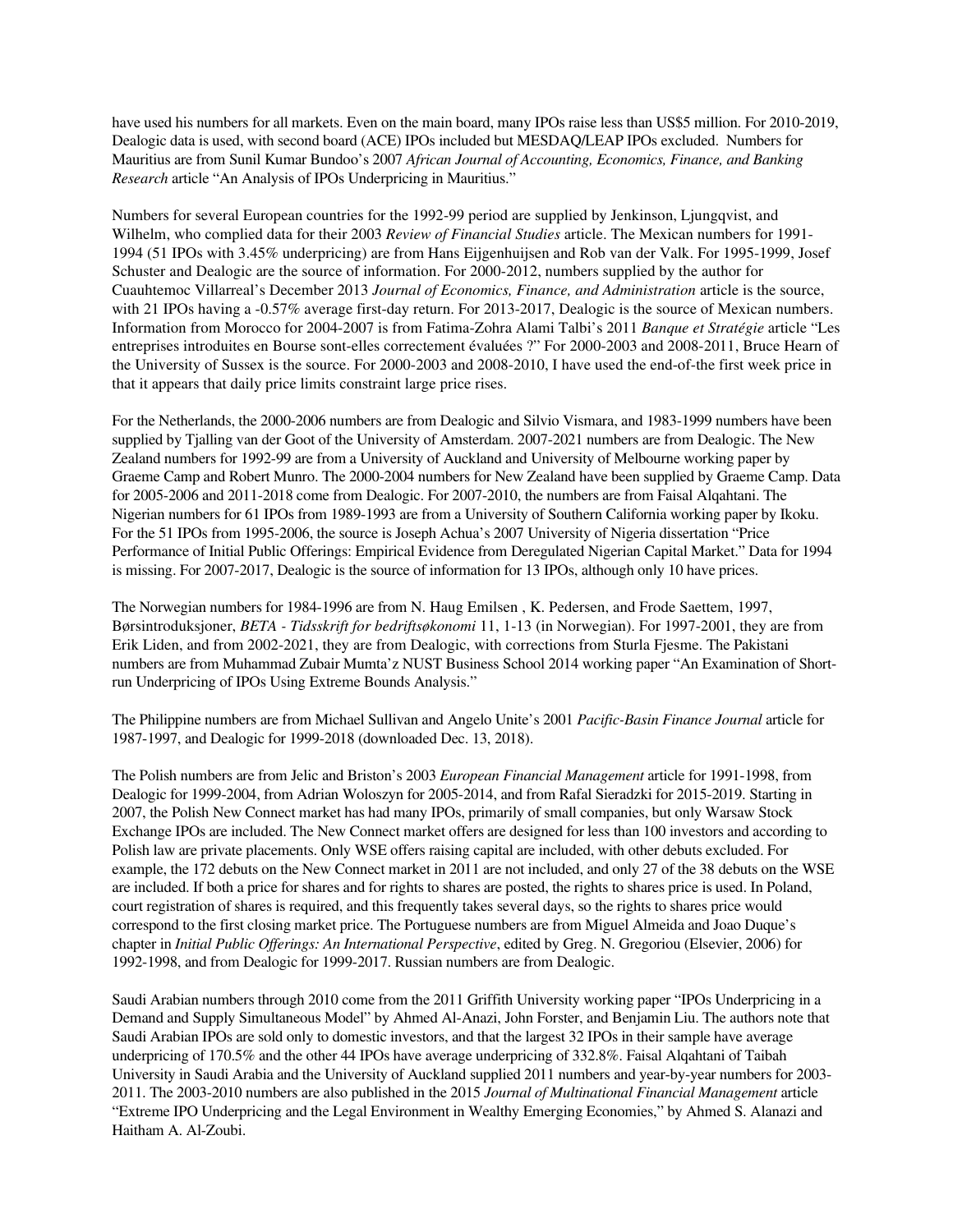have used his numbers for all markets. Even on the main board, many IPOs raise less than US$5 million. For 2010-2019, Dealogic data is used, with second board (ACE) IPOs included but MESDAQ/LEAP IPOs excluded. Numbers for Mauritius are from Sunil Kumar Bundoo's 2007 *African Journal of Accounting, Economics, Finance, and Banking Research* article "An Analysis of IPOs Underpricing in Mauritius."

Numbers for several European countries for the 1992-99 period are supplied by Jenkinson, Ljungqvist, and Wilhelm, who complied data for their 2003 *Review of Financial Studies* article. The Mexican numbers for 1991-1994 (51 IPOs with 3.45% underpricing) are from Hans Eijgenhuijsen and Rob van der Valk. For 1995-1999, Josef Schuster and Dealogic are the source of information. For 2000-2012, numbers supplied by the author for Cuauhtemoc Villarreal's December 2013 *Journal of Economics, Finance, and Administration* article is the source, with 21 IPOs having a -0.57% average first-day return. For 2013-2017, Dealogic is the source of Mexican numbers. Information from Morocco for 2004-2007 is from Fatima-Zohra Alami Talbi's 2011 *Banque et Stratégie* article "Les entreprises introduites en Bourse sont-elles correctement évaluées ?" For 2000-2003 and 2008-2011, Bruce Hearn of the University of Sussex is the source. For 2000-2003 and 2008-2010, I have used the end-of-the first week price in that it appears that daily price limits constraint large price rises.

For the Netherlands, the 2000-2006 numbers are from Dealogic and Silvio Vismara, and 1983-1999 numbers have been supplied by Tjalling van der Goot of the University of Amsterdam. 2007-2021 numbers are from Dealogic. The New Zealand numbers for 1992-99 are from a University of Auckland and University of Melbourne working paper by Graeme Camp and Robert Munro. The 2000-2004 numbers for New Zealand have been supplied by Graeme Camp. Data for 2005-2006 and 2011-2018 come from Dealogic. For 2007-2010, the numbers are from Faisal Alqahtani. The Nigerian numbers for 61 IPOs from 1989-1993 are from a University of Southern California working paper by Ikoku. For the 51 IPOs from 1995-2006, the source is Joseph Achua's 2007 University of Nigeria dissertation "Price Performance of Initial Public Offerings: Empirical Evidence from Deregulated Nigerian Capital Market." Data for 1994 is missing. For 2007-2017, Dealogic is the source of information for 13 IPOs, although only 10 have prices.

The Norwegian numbers for 1984-1996 are from N. Haug Emilsen , K. Pedersen, and Frode Saettem, 1997, Børsintroduksjoner, *BETA - Tidsskrift for bedriftsøkonomi* 11, 1-13 (in Norwegian). For 1997-2001, they are from Erik Liden, and from 2002-2021, they are from Dealogic, with corrections from Sturla Fjesme. The Pakistani numbers are from Muhammad Zubair Mumta'z NUST Business School 2014 working paper "An Examination of Short-run Underpricing of IPOs Using Extreme Bounds Analysis."

The Philippine numbers are from Michael Sullivan and Angelo Unite's 2001 *Pacific-Basin Finance Journal* article for 1987-1997, and Dealogic for 1999-2018 (downloaded Dec. 13, 2018).

The Polish numbers are from Jelic and Briston's 2003 *European Financial Management* article for 1991-1998, from Dealogic for 1999-2004, from Adrian Woloszyn for 2005-2014, and from Rafal Sieradzki for 2015-2019. Starting in 2007, the Polish New Connect market has had many IPOs, primarily of small companies, but only Warsaw Stock Exchange IPOs are included. The New Connect market offers are designed for less than 100 investors and according to Polish law are private placements. Only WSE offers raising capital are included, with other debuts excluded. For example, the 172 debuts on the New Connect market in 2011 are not included, and only 27 of the 38 debuts on the WSE are included. If both a price for shares and for rights to shares are posted, the rights to shares price is used. In Poland, court registration of shares is required, and this frequently takes several days, so the rights to shares price would correspond to the first closing market price. The Portuguese numbers are from Miguel Almeida and Joao Duque's chapter in *Initial Public Offerings: An International Perspective*, edited by Greg. N. Gregoriou (Elsevier, 2006) for 1992-1998, and from Dealogic for 1999-2017. Russian numbers are from Dealogic.

Saudi Arabian numbers through 2010 come from the 2011 Griffith University working paper "IPOs Underpricing in a Demand and Supply Simultaneous Model" by Ahmed Al-Anazi, John Forster, and Benjamin Liu. The authors note that Saudi Arabian IPOs are sold only to domestic investors, and that the largest 32 IPOs in their sample have average underpricing of 170.5% and the other 44 IPOs have average underpricing of 332.8%. Faisal Alqahtani of Taibah University in Saudi Arabia and the University of Auckland supplied 2011 numbers and year-by-year numbers for 2003-2011. The 2003-2010 numbers are also published in the 2015 *Journal of Multinational Financial Management* article "Extreme IPO Underpricing and the Legal Environment in Wealthy Emerging Economies," by Ahmed S. Alanazi and Haitham A. Al-Zoubi.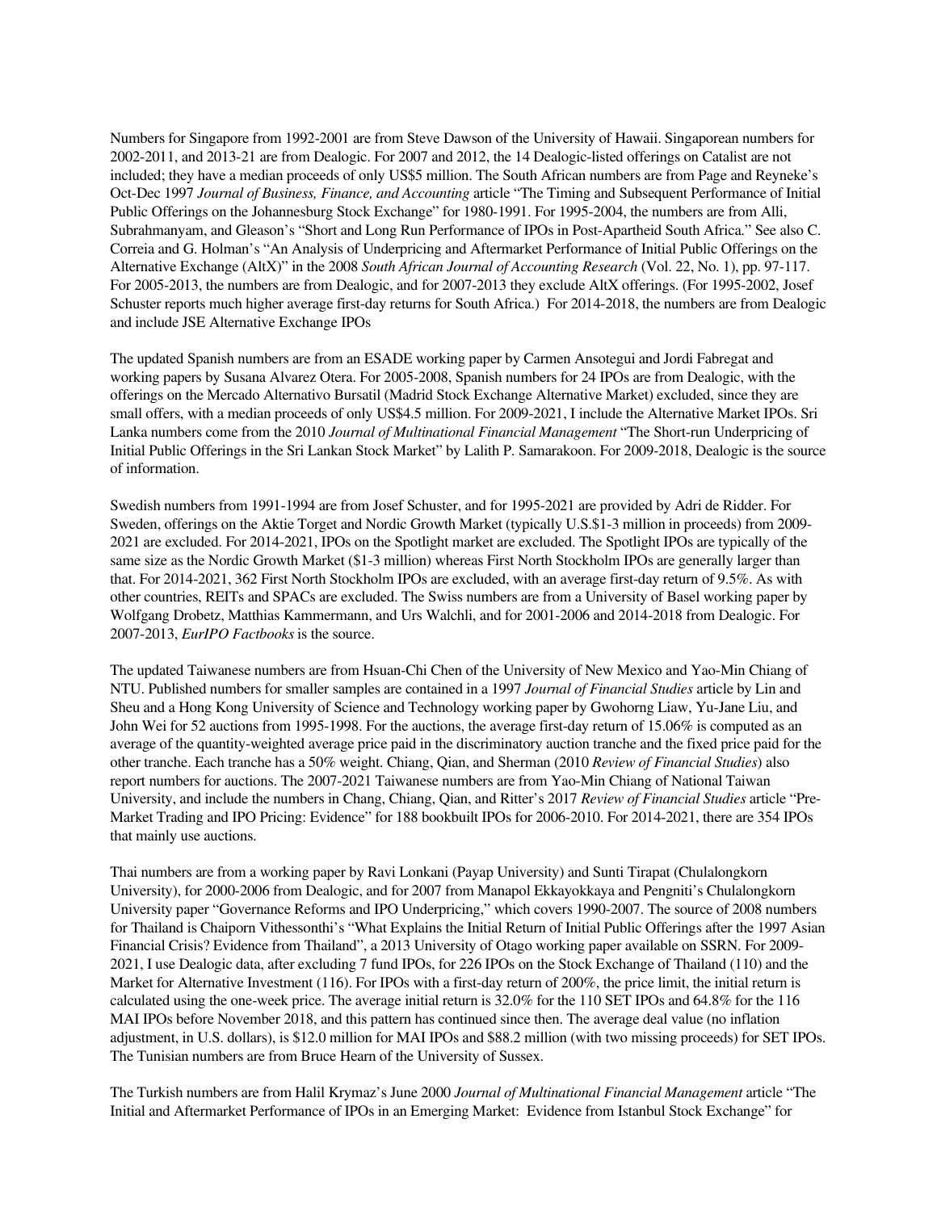Numbers for Singapore from 1992-2001 are from Steve Dawson of the University of Hawaii. Singaporean numbers for 2002-2011, and 2013-21 are from Dealogic. For 2007 and 2012, the 14 Dealogic-listed offerings on Catalist are not included; they have a median proceeds of only US$5 million. The South African numbers are from Page and Reyneke's Oct-Dec 1997 *Journal of Business, Finance, and Accounting* article "The Timing and Subsequent Performance of Initial Public Offerings on the Johannesburg Stock Exchange" for 1980-1991. For 1995-2004, the numbers are from Alli, Subrahmanyam, and Gleason's "Short and Long Run Performance of IPOs in Post-Apartheid South Africa." See also C. Correia and G. Holman's "An Analysis of Underpricing and Aftermarket Performance of Initial Public Offerings on the Alternative Exchange (AltX)" in the 2008 *South African Journal of Accounting Research* (Vol. 22, No. 1), pp. 97-117. For 2005-2013, the numbers are from Dealogic, and for 2007-2013 they exclude AltX offerings. (For 1995-2002, Josef Schuster reports much higher average first-day returns for South Africa.) For 2014-2018, the numbers are from Dealogic and include JSE Alternative Exchange IPOs

The updated Spanish numbers are from an ESADE working paper by Carmen Ansotegui and Jordi Fabregat and working papers by Susana Alvarez Otera. For 2005-2008, Spanish numbers for 24 IPOs are from Dealogic, with the offerings on the Mercado Alternativo Bursatil (Madrid Stock Exchange Alternative Market) excluded, since they are small offers, with a median proceeds of only US$4.5 million. For 2009-2021, I include the Alternative Market IPOs. Sri Lanka numbers come from the 2010 *Journal of Multinational Financial Management* "The Short-run Underpricing of Initial Public Offerings in the Sri Lankan Stock Market" by Lalith P. Samarakoon. For 2009-2018, Dealogic is the source of information.

Swedish numbers from 1991-1994 are from Josef Schuster, and for 1995-2021 are provided by Adri de Ridder. For Sweden, offerings on the Aktie Torget and Nordic Growth Market (typically U.S.$1-3 million in proceeds) from 2009-2021 are excluded. For 2014-2021, IPOs on the Spotlight market are excluded. The Spotlight IPOs are typically of the same size as the Nordic Growth Market ($1-3 million) whereas First North Stockholm IPOs are generally larger than that. For 2014-2021, 362 First North Stockholm IPOs are excluded, with an average first-day return of 9.5%. As with other countries, REITs and SPACs are excluded. The Swiss numbers are from a University of Basel working paper by Wolfgang Drobetz, Matthias Kammermann, and Urs Walchli, and for 2001-2006 and 2014-2018 from Dealogic. For 2007-2013, *EurIPO Factbooks* is the source.

The updated Taiwanese numbers are from Hsuan-Chi Chen of the University of New Mexico and Yao-Min Chiang of NTU. Published numbers for smaller samples are contained in a 1997 *Journal of Financial Studies* article by Lin and Sheu and a Hong Kong University of Science and Technology working paper by Gwohorng Liaw, Yu-Jane Liu, and John Wei for 52 auctions from 1995-1998. For the auctions, the average first-day return of 15.06% is computed as an average of the quantity-weighted average price paid in the discriminatory auction tranche and the fixed price paid for the other tranche. Each tranche has a 50% weight. Chiang, Qian, and Sherman (2010 *Review of Financial Studies*) also report numbers for auctions. The 2007-2021 Taiwanese numbers are from Yao-Min Chiang of National Taiwan University, and include the numbers in Chang, Chiang, Qian, and Ritter's 2017 *Review of Financial Studies* article "Pre-Market Trading and IPO Pricing: Evidence" for 188 bookbuilt IPOs for 2006-2010. For 2014-2021, there are 354 IPOs that mainly use auctions.

Thai numbers are from a working paper by Ravi Lonkani (Payap University) and Sunti Tirapat (Chulalongkorn University), for 2000-2006 from Dealogic, and for 2007 from Manapol Ekkayokkaya and Pengniti's Chulalongkorn University paper "Governance Reforms and IPO Underpricing," which covers 1990-2007. The source of 2008 numbers for Thailand is Chaiporn Vithessonthi's "What Explains the Initial Return of Initial Public Offerings after the 1997 Asian Financial Crisis? Evidence from Thailand", a 2013 University of Otago working paper available on SSRN. For 2009-2021, I use Dealogic data, after excluding 7 fund IPOs, for 226 IPOs on the Stock Exchange of Thailand (110) and the Market for Alternative Investment (116). For IPOs with a first-day return of 200%, the price limit, the initial return is calculated using the one-week price. The average initial return is 32.0% for the 110 SET IPOs and 64.8% for the 116 MAI IPOs before November 2018, and this pattern has continued since then. The average deal value (no inflation adjustment, in U.S. dollars), is $12.0 million for MAI IPOs and $88.2 million (with two missing proceeds) for SET IPOs. The Tunisian numbers are from Bruce Hearn of the University of Sussex.

The Turkish numbers are from Halil Krymaz's June 2000 *Journal of Multinational Financial Management* article "The Initial and Aftermarket Performance of IPOs in an Emerging Market: Evidence from Istanbul Stock Exchange" for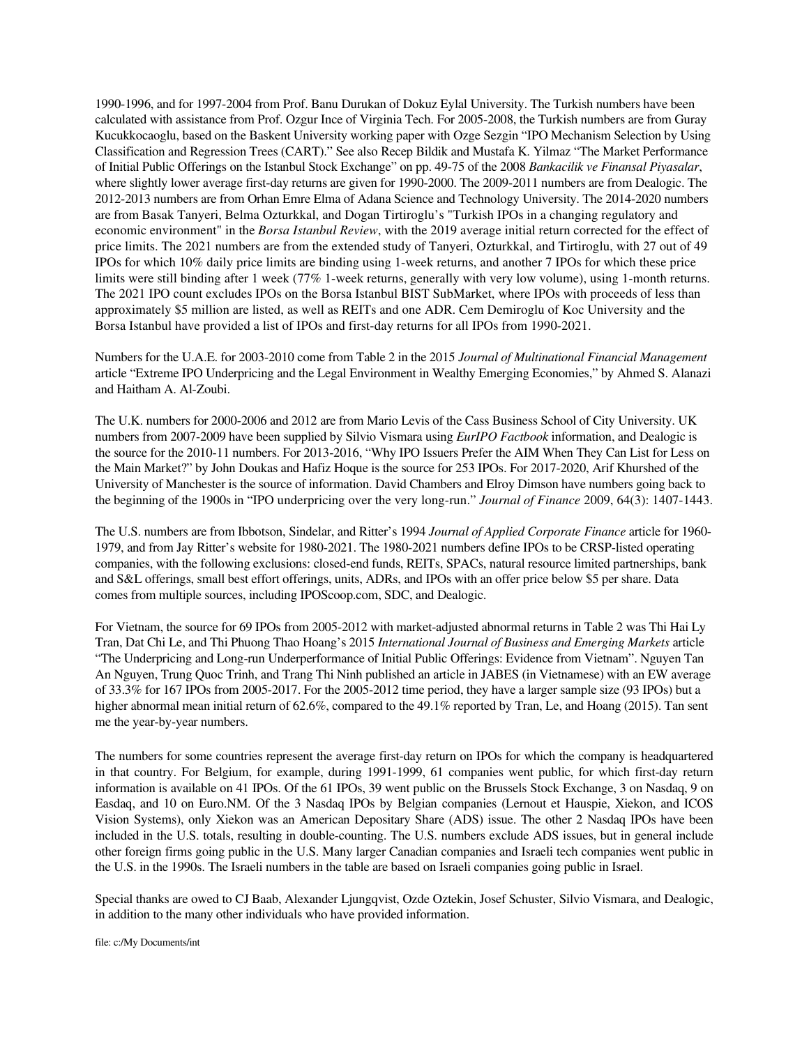1990-1996, and for 1997-2004 from Prof. Banu Durukan of Dokuz Eylal University. The Turkish numbers have been calculated with assistance from Prof. Ozgur Ince of Virginia Tech. For 2005-2008, the Turkish numbers are from Guray Kucukkocaoglu, based on the Baskent University working paper with Ozge Sezgin "IPO Mechanism Selection by Using Classification and Regression Trees (CART)." See also Recep Bildik and Mustafa K. Yilmaz "The Market Performance of Initial Public Offerings on the Istanbul Stock Exchange" on pp. 49-75 of the 2008 *Bankacilik ve Finansal Piyasalar*, where slightly lower average first-day returns are given for 1990-2000. The 2009-2011 numbers are from Dealogic. The 2012-2013 numbers are from Orhan Emre Elma of Adana Science and Technology University. The 2014-2020 numbers are from Basak Tanyeri, Belma Ozturkkal, and Dogan Tirtiroglu's "Turkish IPOs in a changing regulatory and economic environment" in the *Borsa Istanbul Review*, with the 2019 average initial return corrected for the effect of price limits. The 2021 numbers are from the extended study of Tanyeri, Ozturkkal, and Tirtiroglu, with 27 out of 49 IPOs for which 10% daily price limits are binding using 1-week returns, and another 7 IPOs for which these price limits were still binding after 1 week (77% 1-week returns, generally with very low volume), using 1-month returns. The 2021 IPO count excludes IPOs on the Borsa Istanbul BIST SubMarket, where IPOs with proceeds of less than approximately $5 million are listed, as well as REITs and one ADR. Cem Demiroglu of Koc University and the Borsa Istanbul have provided a list of IPOs and first-day returns for all IPOs from 1990-2021.

Numbers for the U.A.E. for 2003-2010 come from Table 2 in the 2015 *Journal of Multinational Financial Management* article "Extreme IPO Underpricing and the Legal Environment in Wealthy Emerging Economies," by Ahmed S. Alanazi and Haitham A. Al-Zoubi.

The U.K. numbers for 2000-2006 and 2012 are from Mario Levis of the Cass Business School of City University. UK numbers from 2007-2009 have been supplied by Silvio Vismara using *EurIPO Factbook* information, and Dealogic is the source for the 2010-11 numbers. For 2013-2016, "Why IPO Issuers Prefer the AIM When They Can List for Less on the Main Market?" by John Doukas and Hafiz Hoque is the source for 253 IPOs. For 2017-2020, Arif Khurshed of the University of Manchester is the source of information. David Chambers and Elroy Dimson have numbers going back to the beginning of the 1900s in "IPO underpricing over the very long-run." *Journal of Finance* 2009, 64(3): 1407-1443.

The U.S. numbers are from Ibbotson, Sindelar, and Ritter's 1994 *Journal of Applied Corporate Finance* article for 1960-1979, and from Jay Ritter's website for 1980-2021. The 1980-2021 numbers define IPOs to be CRSP-listed operating companies, with the following exclusions: closed-end funds, REITs, SPACs, natural resource limited partnerships, bank and S&L offerings, small best effort offerings, units, ADRs, and IPOs with an offer price below $5 per share. Data comes from multiple sources, including IPOScoop.com, SDC, and Dealogic.

For Vietnam, the source for 69 IPOs from 2005-2012 with market-adjusted abnormal returns in Table 2 was Thi Hai Ly Tran, Dat Chi Le, and Thi Phuong Thao Hoang's 2015 *International Journal of Business and Emerging Markets* article "The Underpricing and Long-run Underperformance of Initial Public Offerings: Evidence from Vietnam". Nguyen Tan An Nguyen, Trung Quoc Trinh, and Trang Thi Ninh published an article in JABES (in Vietnamese) with an EW average of 33.3% for 167 IPOs from 2005-2017. For the 2005-2012 time period, they have a larger sample size (93 IPOs) but a higher abnormal mean initial return of 62.6%, compared to the 49.1% reported by Tran, Le, and Hoang (2015). Tan sent me the year-by-year numbers.

The numbers for some countries represent the average first-day return on IPOs for which the company is headquartered in that country. For Belgium, for example, during 1991-1999, 61 companies went public, for which first-day return information is available on 41 IPOs. Of the 61 IPOs, 39 went public on the Brussels Stock Exchange, 3 on Nasdaq, 9 on Easdaq, and 10 on Euro.NM. Of the 3 Nasdaq IPOs by Belgian companies (Lernout et Hauspie, Xiekon, and ICOS Vision Systems), only Xiekon was an American Depositary Share (ADS) issue. The other 2 Nasdaq IPOs have been included in the U.S. totals, resulting in double-counting. The U.S. numbers exclude ADS issues, but in general include other foreign firms going public in the U.S. Many larger Canadian companies and Israeli tech companies went public in the U.S. in the 1990s. The Israeli numbers in the table are based on Israeli companies going public in Israel.

Special thanks are owed to CJ Baab, Alexander Ljungqvist, Ozde Oztekin, Josef Schuster, Silvio Vismara, and Dealogic, in addition to the many other individuals who have provided information.

file: c:/My Documents/int